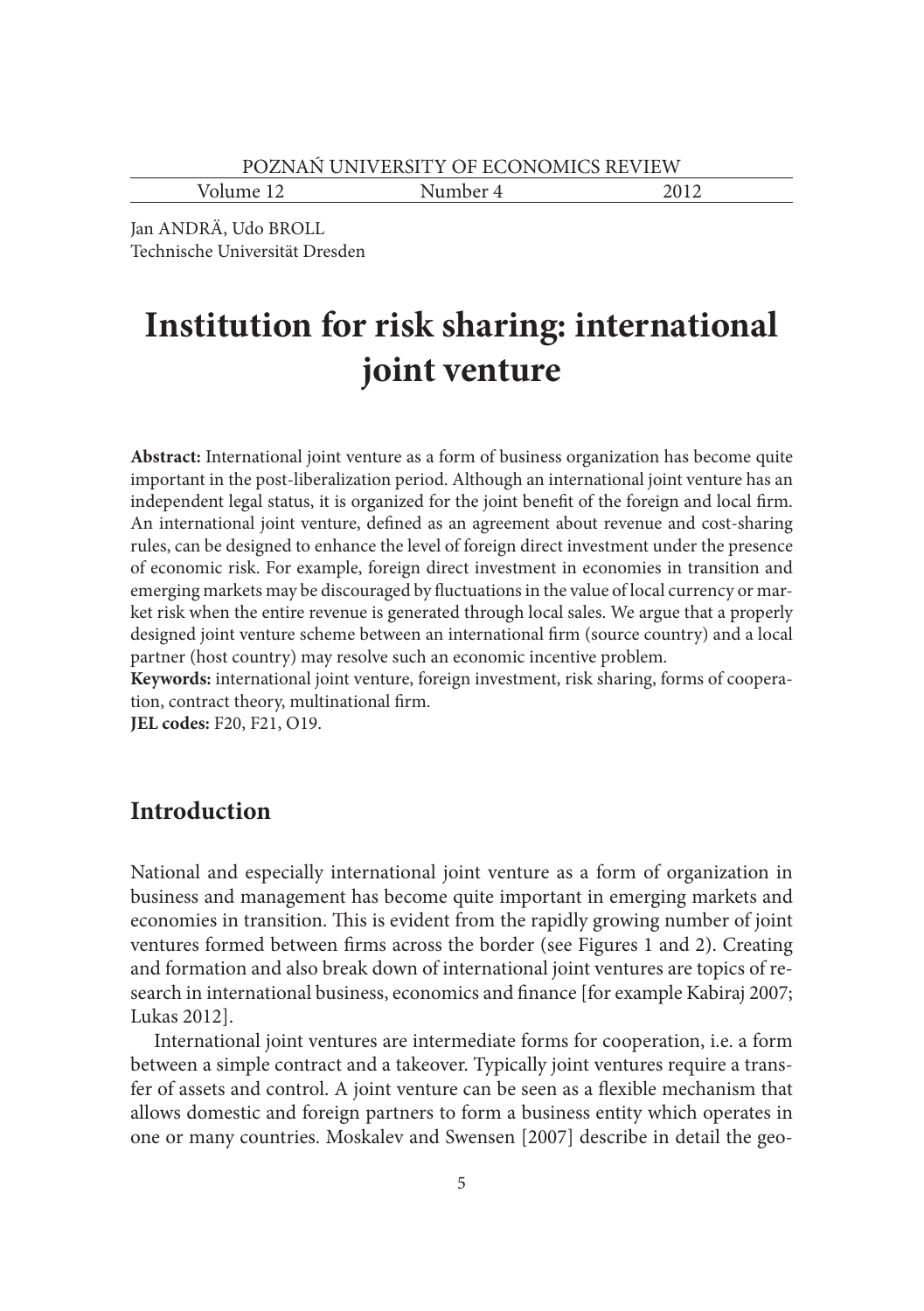Jan ANDRÄ, Udo BROLL
Technische Universität Dresden

# Institution for risk sharing: international joint venture

**Abstract:** International joint venture as a form of business organization has become quite important in the post-liberalization period. Although an international joint venture has an independent legal status, it is organized for the joint benefit of the foreign and local firm. An international joint venture, defined as an agreement about revenue and cost-sharing rules, can be designed to enhance the level of foreign direct investment under the presence of economic risk. For example, foreign direct investment in economies in transition and emerging markets may be discouraged by fluctuations in the value of local currency or market risk when the entire revenue is generated through local sales. We argue that a properly designed joint venture scheme between an international firm (source country) and a local partner (host country) may resolve such an economic incentive problem.

**Keywords:** international joint venture, foreign investment, risk sharing, forms of cooperation, contract theory, multinational firm.

**JEL codes:** F20, F21, O19.

## Introduction

National and especially international joint venture as a form of organization in business and management has become quite important in emerging markets and economies in transition. This is evident from the rapidly growing number of joint ventures formed between firms across the border (see Figures 1 and 2). Creating and formation and also break down of international joint ventures are topics of research in international business, economics and finance [for example Kabiraj 2007; Lukas 2012].

International joint ventures are intermediate forms for cooperation, i.e. a form between a simple contract and a takeover. Typically joint ventures require a transfer of assets and control. A joint venture can be seen as a flexible mechanism that allows domestic and foreign partners to form a business entity which operates in one or many countries. Moskalev and Swensen [2007] describe in detail the geo-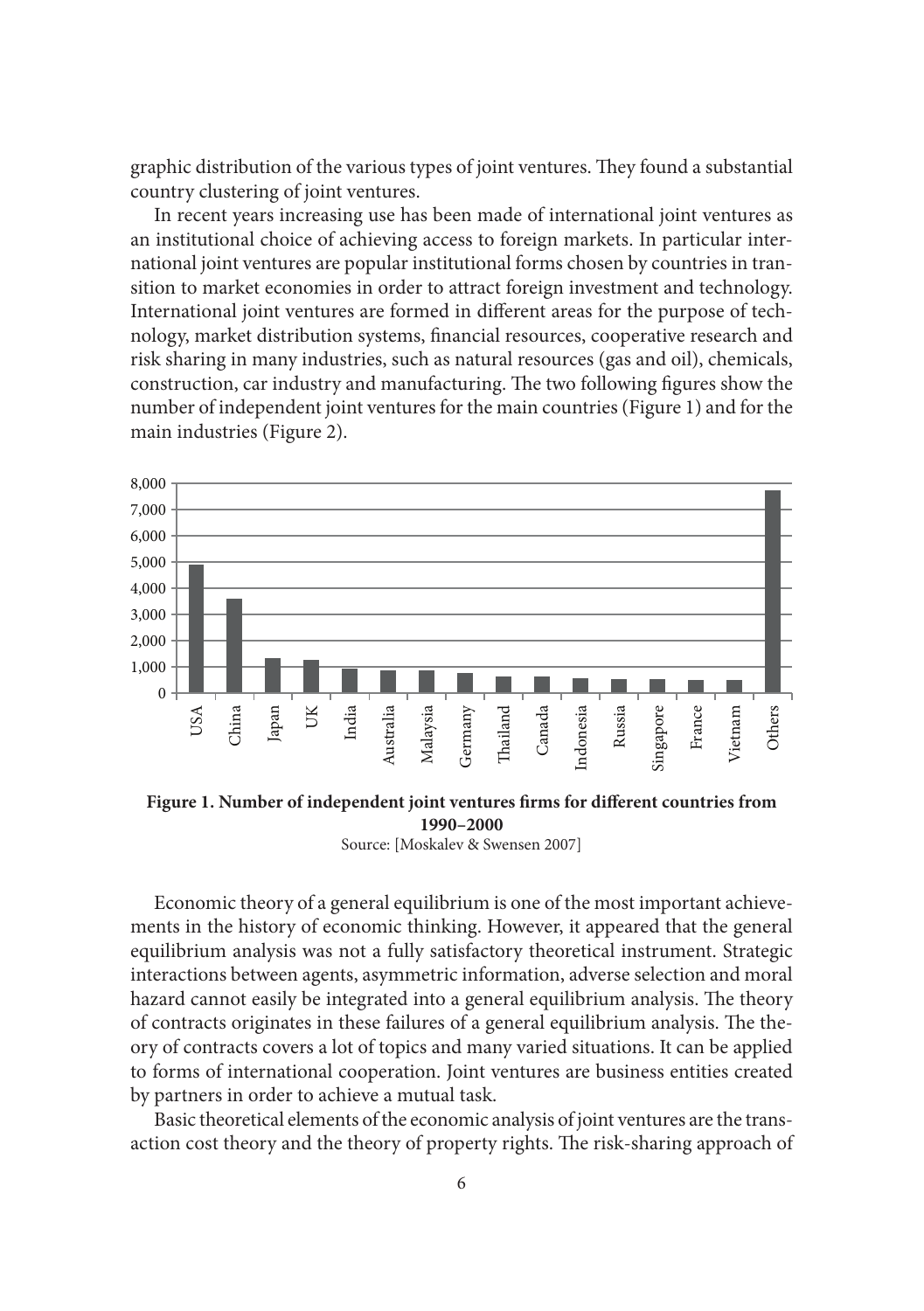graphic distribution of the various types of joint ventures. They found a substantial country clustering of joint ventures.

In recent years increasing use has been made of international joint ventures as an institutional choice of achieving access to foreign markets. In particular international joint ventures are popular institutional forms chosen by countries in transition to market economies in order to attract foreign investment and technology. International joint ventures are formed in different areas for the purpose of technology, market distribution systems, financial resources, cooperative research and risk sharing in many industries, such as natural resources (gas and oil), chemicals, construction, car industry and manufacturing. The two following figures show the number of independent joint ventures for the main countries (Figure 1) and for the main industries (Figure 2).

**Figure 1. Number of independent joint ventures firms for different countries from 1990–2000**

Source: [Moskalev & Swensen 2007]

Economic theory of a general equilibrium is one of the most important achievements in the history of economic thinking. However, it appeared that the general equilibrium analysis was not a fully satisfactory theoretical instrument. Strategic interactions between agents, asymmetric information, adverse selection and moral hazard cannot easily be integrated into a general equilibrium analysis. The theory of contracts originates in these failures of a general equilibrium analysis. The theory of contracts covers a lot of topics and many varied situations. It can be applied to forms of international cooperation. Joint ventures are business entities created by partners in order to achieve a mutual task.

Basic theoretical elements of the economic analysis of joint ventures are the transaction cost theory and the theory of property rights. The risk-sharing approach of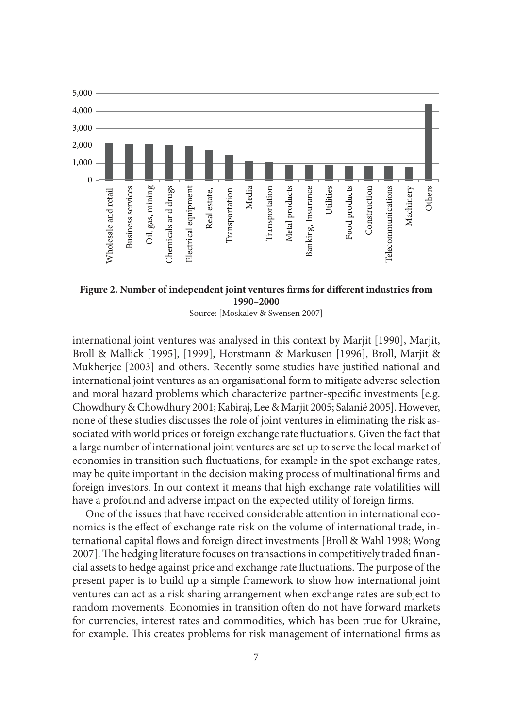**Figure 2. Number of independent joint ventures firms for different industries from 1990–2000**

Source: [Moskalev & Swensen 2007]

international joint ventures was analysed in this context by Marjit [1990], Marjit, Broll & Mallick [1995], [1999], Horstmann & Markusen [1996], Broll, Marjit & Mukherjee [2003] and others. Recently some studies have justified national and international joint ventures as an organisational form to mitigate adverse selection and moral hazard problems which characterize partner-specific investments [e.g. Chowdhury & Chowdhury 2001; Kabiraj, Lee & Marjit 2005; Salanié 2005]. However, none of these studies discusses the role of joint ventures in eliminating the risk associated with world prices or foreign exchange rate fluctuations. Given the fact that a large number of international joint ventures are set up to serve the local market of economies in transition such fluctuations, for example in the spot exchange rates, may be quite important in the decision making process of multinational firms and foreign investors. In our context it means that high exchange rate volatilities will have a profound and adverse impact on the expected utility of foreign firms.

One of the issues that have received considerable attention in international economics is the effect of exchange rate risk on the volume of international trade, international capital flows and foreign direct investments [Broll & Wahl 1998; Wong 2007]. The hedging literature focuses on transactions in competitively traded financial assets to hedge against price and exchange rate fluctuations. The purpose of the present paper is to build up a simple framework to show how international joint ventures can act as a risk sharing arrangement when exchange rates are subject to random movements. Economies in transition often do not have forward markets for currencies, interest rates and commodities, which has been true for Ukraine, for example. This creates problems for risk management of international firms as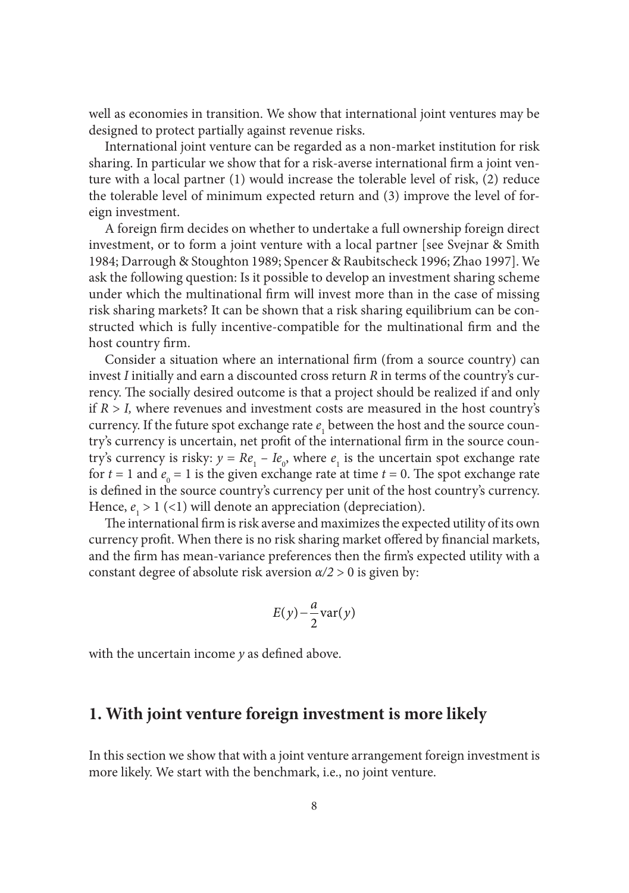well as economies in transition. We show that international joint ventures may be designed to protect partially against revenue risks.

International joint venture can be regarded as a non-market institution for risk sharing. In particular we show that for a risk-averse international firm a joint venture with a local partner (1) would increase the tolerable level of risk, (2) reduce the tolerable level of minimum expected return and (3) improve the level of foreign investment.

A foreign firm decides on whether to undertake a full ownership foreign direct investment, or to form a joint venture with a local partner [see Svejnar & Smith 1984; Darrough & Stoughton 1989; Spencer & Raubitscheck 1996; Zhao 1997]. We ask the following question: Is it possible to develop an investment sharing scheme under which the multinational firm will invest more than in the case of missing risk sharing markets? It can be shown that a risk sharing equilibrium can be constructed which is fully incentive-compatible for the multinational firm and the host country firm.

Consider a situation where an international firm (from a source country) can invest $I$ initially and earn a discounted cross return $R$ in terms of the country's currency. The socially desired outcome is that a project should be realized if and only if $R > I$, where revenues and investment costs are measured in the host country's currency. If the future spot exchange rate $e_1$ between the host and the source country's currency is uncertain, net profit of the international firm in the source country's currency is risky: $y = Re_1 - Ie_0$, where $e_1$ is the uncertain spot exchange rate for $t = 1$ and $e_0 = 1$ is the given exchange rate at time $t = 0$. The spot exchange rate is defined in the source country's currency per unit of the host country's currency. Hence, $e_1 > 1$ ($<1$) will denote an appreciation (depreciation).

The international firm is risk averse and maximizes the expected utility of its own currency profit. When there is no risk sharing market offered by financial markets, and the firm has mean-variance preferences then the firm's expected utility with a constant degree of absolute risk aversion $\alpha/2 > 0$ is given by:

$$E(y) - \frac{a}{2}\text{var}(y)$$

with the uncertain income $y$ as defined above.

## 1. With joint venture foreign investment is more likely

In this section we show that with a joint venture arrangement foreign investment is more likely. We start with the benchmark, i.e., no joint venture.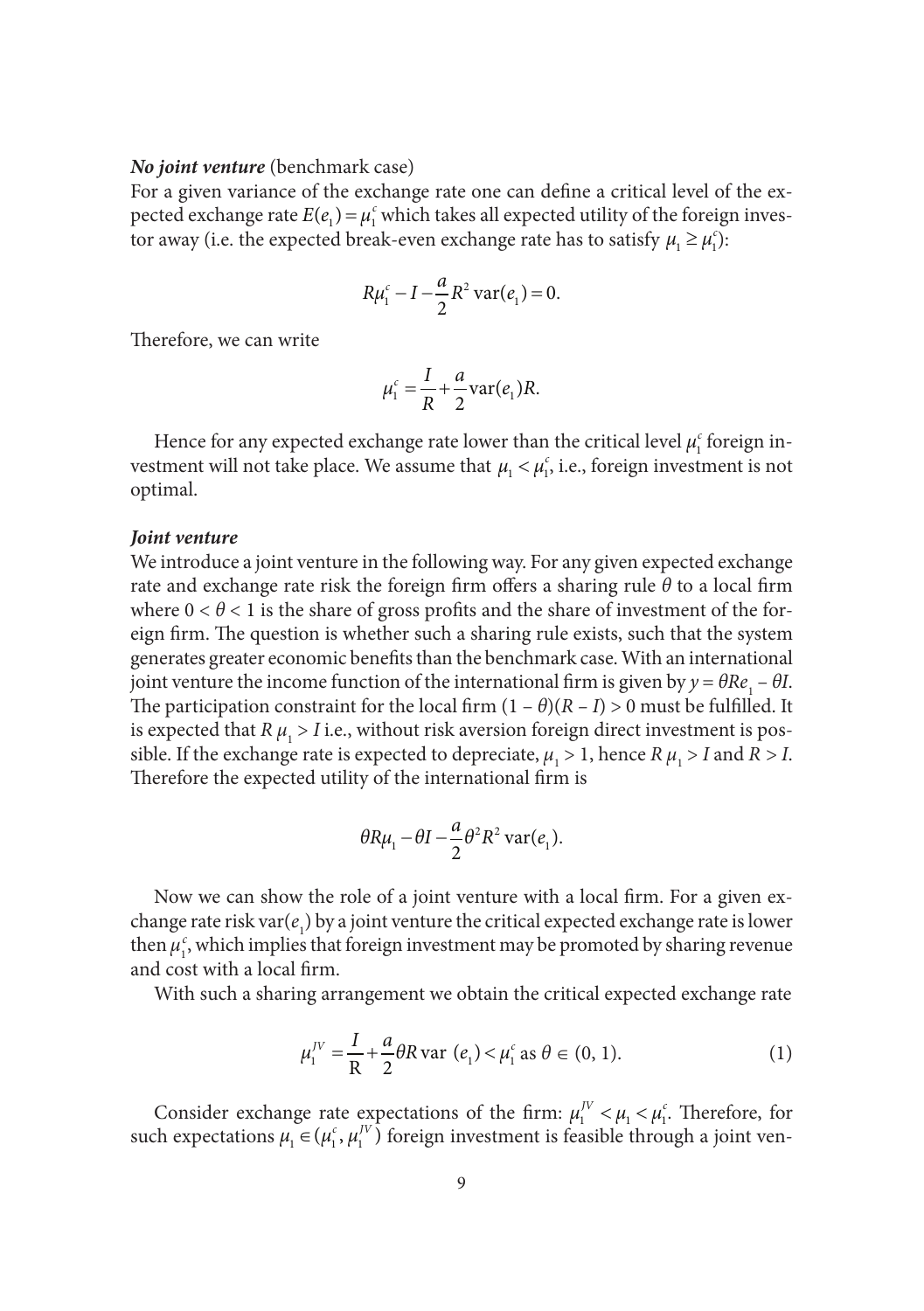***No joint venture*** (benchmark case)

For a given variance of the exchange rate one can define a critical level of the expected exchange rate $E(e_1) = \mu_1^c$ which takes all expected utility of the foreign investor away (i.e. the expected break-even exchange rate has to satisfy $\mu_1 \geq \mu_1^c$):

$$R\mu_1^c - I - \frac{a}{2}R^2 \operatorname{var}(e_1) = 0.$$

Therefore, we can write

$$\mu_1^c = \frac{I}{R} + \frac{a}{2}\operatorname{var}(e_1)R.$$

Hence for any expected exchange rate lower than the critical level $\mu_1^c$ foreign investment will not take place. We assume that $\mu_1 < \mu_1^c$, i.e., foreign investment is not optimal.

***Joint venture***

We introduce a joint venture in the following way. For any given expected exchange rate and exchange rate risk the foreign firm offers a sharing rule $\theta$ to a local firm where $0 < \theta < 1$ is the share of gross profits and the share of investment of the foreign firm. The question is whether such a sharing rule exists, such that the system generates greater economic benefits than the benchmark case. With an international joint venture the income function of the international firm is given by $y = \theta R e_1 - \theta I$. The participation constraint for the local firm $(1 - \theta)(R - I) > 0$ must be fulfilled. It is expected that $R\,\mu_1 > I$ i.e., without risk aversion foreign direct investment is possible. If the exchange rate is expected to depreciate, $\mu_1 > 1$, hence $R\,\mu_1 > I$ and $R > I$. Therefore the expected utility of the international firm is

$$\theta R\mu_1 - \theta I - \frac{a}{2}\theta^2 R^2 \operatorname{var}(e_1).$$

Now we can show the role of a joint venture with a local firm. For a given exchange rate risk $\operatorname{var}(e_1)$ by a joint venture the critical expected exchange rate is lower then $\mu_1^c$, which implies that foreign investment may be promoted by sharing revenue and cost with a local firm.

With such a sharing arrangement we obtain the critical expected exchange rate

$$\mu_1^{JV} = \frac{I}{\mathrm{R}} + \frac{a}{2}\theta R \operatorname{var}\,(e_1) < \mu_1^c \text{ as } \theta \in (0, 1). \tag{1}$$

Consider exchange rate expectations of the firm: $\mu_1^{JV} < \mu_1 < \mu_1^c$. Therefore, for such expectations $\mu_1 \in (\mu_1^c, \mu_1^{JV})$ foreign investment is feasible through a joint ven-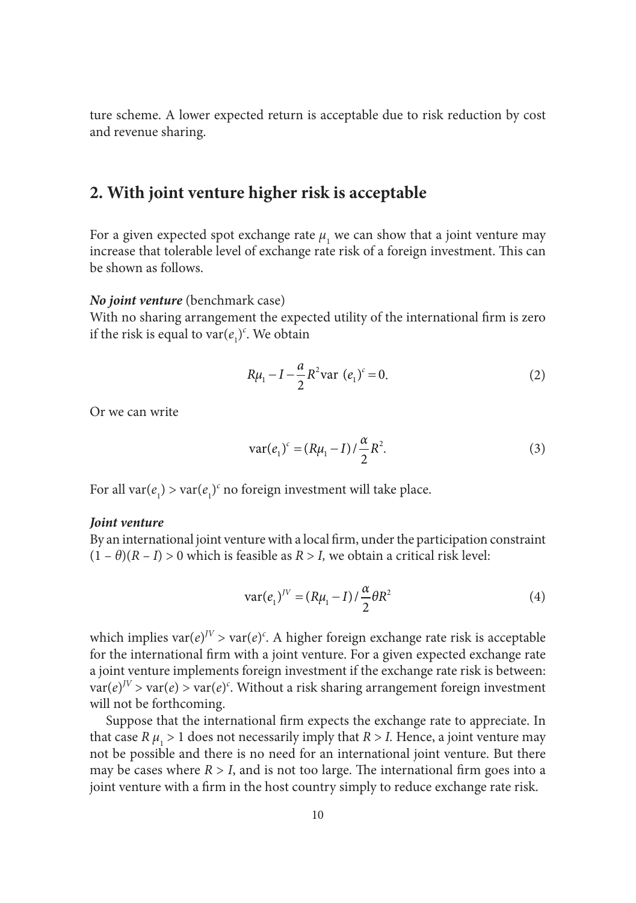ture scheme. A lower expected return is acceptable due to risk reduction by cost and revenue sharing.

## 2. With joint venture higher risk is acceptable

For a given expected spot exchange rate $\mu_1$ we can show that a joint venture may increase that tolerable level of exchange rate risk of a foreign investment. This can be shown as follows.

***No joint venture*** (benchmark case)
With no sharing arrangement the expected utility of the international firm is zero if the risk is equal to $\text{var}(e_1)^c$. We obtain

$$R\mu_1 - I - \frac{a}{2}R^2 \text{var } (e_1)^c = 0. \tag{2}$$

Or we can write

$$\text{var}(e_1)^c = (R\mu_1 - I) / \frac{\alpha}{2}R^2. \tag{3}$$

For all $\text{var}(e_1) > \text{var}(e_1)^c$ no foreign investment will take place.

***Joint venture***
By an international joint venture with a local firm, under the participation constraint $(1 - \theta)(R - I) > 0$ which is feasible as $R > I$, we obtain a critical risk level:

$$\text{var}(e_1)^{JV} = (R\mu_1 - I) / \frac{\alpha}{2}\theta R^2 \tag{4}$$

which implies $\text{var}(e)^{JV} > \text{var}(e)^c$. A higher foreign exchange rate risk is acceptable for the international firm with a joint venture. For a given expected exchange rate a joint venture implements foreign investment if the exchange rate risk is between: $\text{var}(e)^{JV} > \text{var}(e) > \text{var}(e)^c$. Without a risk sharing arrangement foreign investment will not be forthcoming.

Suppose that the international firm expects the exchange rate to appreciate. In that case $R\mu_1 > 1$ does not necessarily imply that $R > I$. Hence, a joint venture may not be possible and there is no need for an international joint venture. But there may be cases where $R > I$, and is not too large. The international firm goes into a joint venture with a firm in the host country simply to reduce exchange rate risk.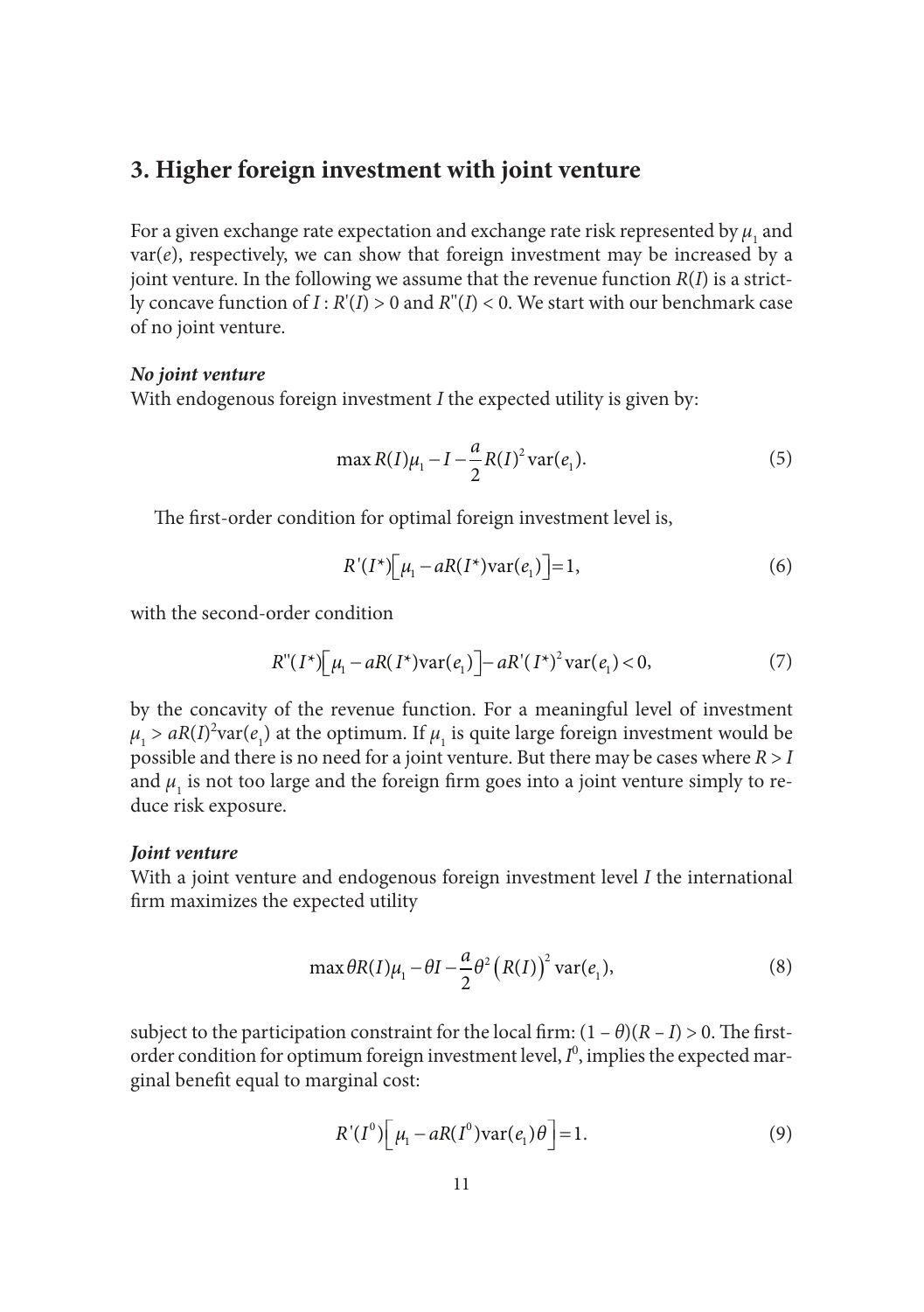## 3. Higher foreign investment with joint venture

For a given exchange rate expectation and exchange rate risk represented by $\mu_1$ and $\text{var}(e)$, respectively, we can show that foreign investment may be increased by a joint venture. In the following we assume that the revenue function $R(I)$ is a strictly concave function of $I : R'(I) > 0$ and $R''(I) < 0$. We start with our benchmark case of no joint venture.

***No joint venture***

With endogenous foreign investment $I$ the expected utility is given by:

$$\max R(I)\mu_1 - I - \frac{a}{2}R(I)^2 \text{var}(e_1). \tag{5}$$

The first-order condition for optimal foreign investment level is,

$$R'(I^*)\left[\mu_1 - aR(I^*)\text{var}(e_1)\right] = 1, \tag{6}$$

with the second-order condition

$$R''(I^*)\left[\mu_1 - aR(I^*)\text{var}(e_1)\right] - aR'(I^*)^2 \text{var}(e_1) < 0, \tag{7}$$

by the concavity of the revenue function. For a meaningful level of investment $\mu_1 > aR(I)^2\text{var}(e_1)$ at the optimum. If $\mu_1$ is quite large foreign investment would be possible and there is no need for a joint venture. But there may be cases where $R > I$ and $\mu_1$ is not too large and the foreign firm goes into a joint venture simply to reduce risk exposure.

***Joint venture***

With a joint venture and endogenous foreign investment level $I$ the international firm maximizes the expected utility

$$\max \theta R(I)\mu_1 - \theta I - \frac{a}{2}\theta^2 \left(R(I)\right)^2 \text{var}(e_1), \tag{8}$$

subject to the participation constraint for the local firm: $(1 - \theta)(R - I) > 0$. The first-order condition for optimum foreign investment level, $I^0$, implies the expected marginal benefit equal to marginal cost:

$$R'(I^0)\left[\mu_1 - aR(I^0)\text{var}(e_1)\theta\right] = 1. \tag{9}$$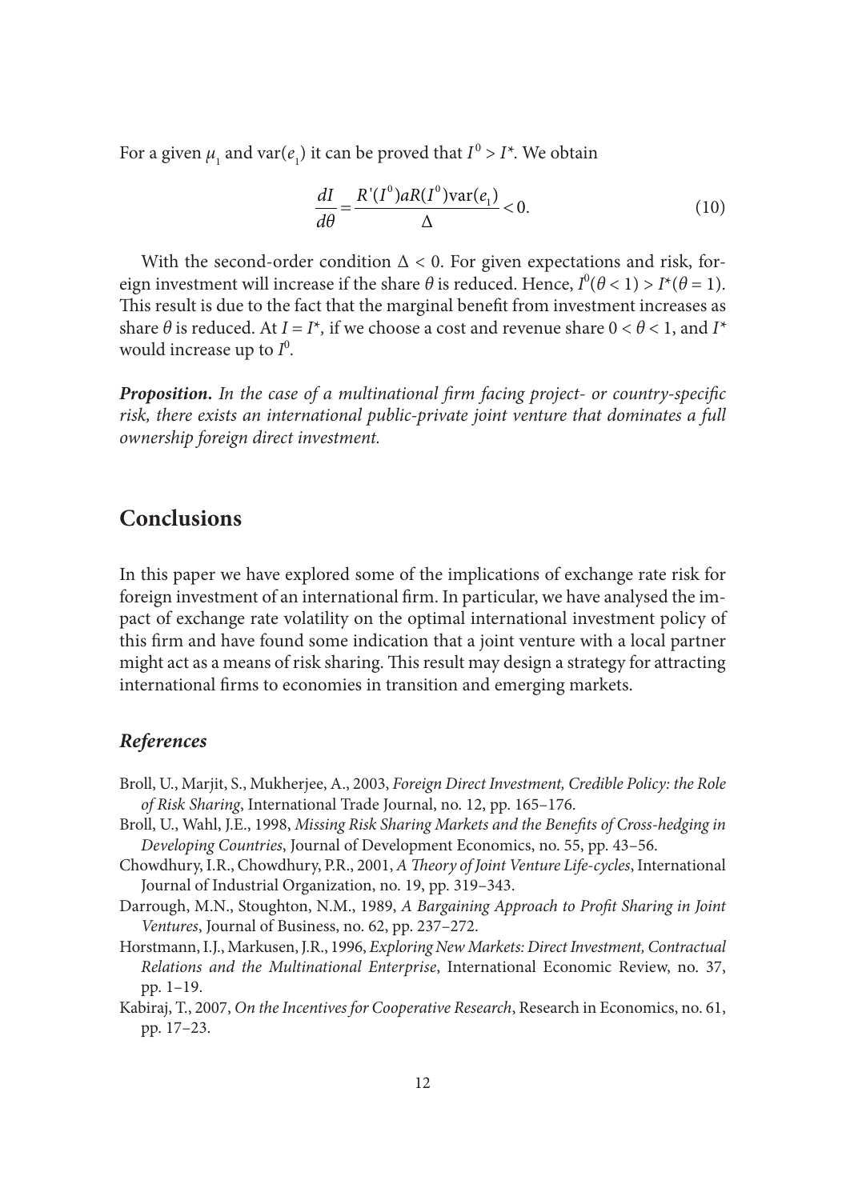For a given $\mu_1$ and $\text{var}(e_1)$ it can be proved that $I^0 > I^*$. We obtain

$$\frac{dI}{d\theta} = \frac{R'(I^0)aR(I^0)\text{var}(e_1)}{\Delta} < 0. \tag{10}$$

With the second-order condition $\Delta < 0$. For given expectations and risk, foreign investment will increase if the share $\theta$ is reduced. Hence, $I^0(\theta < 1) > I^*(\theta = 1)$. This result is due to the fact that the marginal benefit from investment increases as share $\theta$ is reduced. At $I = I^*$, if we choose a cost and revenue share $0 < \theta < 1$, and $I^*$ would increase up to $I^0$.

***Proposition.*** *In the case of a multinational firm facing project- or country-specific risk, there exists an international public-private joint venture that dominates a full ownership foreign direct investment.*

## Conclusions

In this paper we have explored some of the implications of exchange rate risk for foreign investment of an international firm. In particular, we have analysed the impact of exchange rate volatility on the optimal international investment policy of this firm and have found some indication that a joint venture with a local partner might act as a means of risk sharing. This result may design a strategy for attracting international firms to economies in transition and emerging markets.

### *References*

Broll, U., Marjit, S., Mukherjee, A., 2003, *Foreign Direct Investment, Credible Policy: the Role of Risk Sharing*, International Trade Journal, no. 12, pp. 165–176.

Broll, U., Wahl, J.E., 1998, *Missing Risk Sharing Markets and the Benefits of Cross-hedging in Developing Countries*, Journal of Development Economics, no. 55, pp. 43–56.

Chowdhury, I.R., Chowdhury, P.R., 2001, *A Theory of Joint Venture Life-cycles*, International Journal of Industrial Organization, no. 19, pp. 319–343.

Darrough, M.N., Stoughton, N.M., 1989, *A Bargaining Approach to Profit Sharing in Joint Ventures*, Journal of Business, no. 62, pp. 237–272.

Horstmann, I.J., Markusen, J.R., 1996, *Exploring New Markets: Direct Investment, Contractual Relations and the Multinational Enterprise*, International Economic Review, no. 37, pp. 1–19.

Kabiraj, T., 2007, *On the Incentives for Cooperative Research*, Research in Economics, no. 61, pp. 17–23.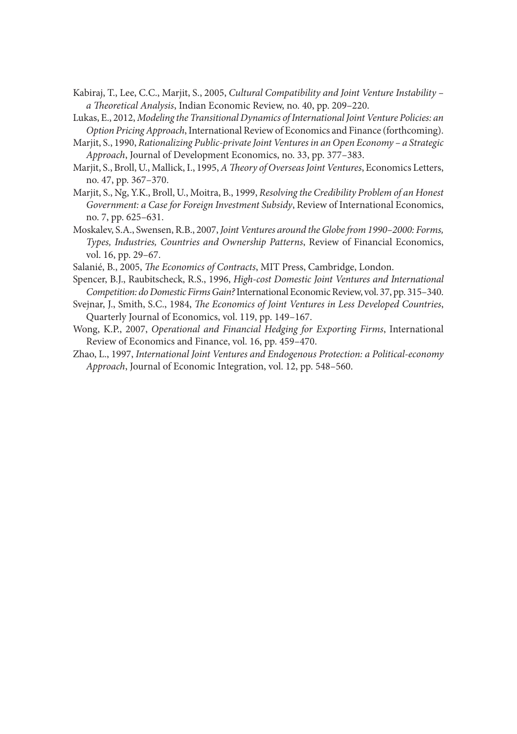Kabiraj, T., Lee, C.C., Marjit, S., 2005, *Cultural Compatibility and Joint Venture Instability – a Theoretical Analysis*, Indian Economic Review, no. 40, pp. 209–220.

Lukas, E., 2012, *Modeling the Transitional Dynamics of International Joint Venture Policies: an Option Pricing Approach*, International Review of Economics and Finance (forthcoming).

Marjit, S., 1990, *Rationalizing Public-private Joint Ventures in an Open Economy – a Strategic Approach*, Journal of Development Economics, no. 33, pp. 377–383.

Marjit, S., Broll, U., Mallick, I., 1995, *A Theory of Overseas Joint Ventures*, Economics Letters, no. 47, pp. 367–370.

Marjit, S., Ng, Y.K., Broll, U., Moitra, B., 1999, *Resolving the Credibility Problem of an Honest Government: a Case for Foreign Investment Subsidy*, Review of International Economics, no. 7, pp. 625–631.

Moskalev, S.A., Swensen, R.B., 2007, *Joint Ventures around the Globe from 1990–2000: Forms, Types, Industries, Countries and Ownership Patterns*, Review of Financial Economics, vol. 16, pp. 29–67.

Salanié, B., 2005, *The Economics of Contracts*, MIT Press, Cambridge, London.

Spencer, B.J., Raubitscheck, R.S., 1996, *High-cost Domestic Joint Ventures and International Competition: do Domestic Firms Gain?* International Economic Review, vol. 37, pp. 315–340.

Svejnar, J., Smith, S.C., 1984, *The Economics of Joint Ventures in Less Developed Countries*, Quarterly Journal of Economics, vol. 119, pp. 149–167.

Wong, K.P., 2007, *Operational and Financial Hedging for Exporting Firms*, International Review of Economics and Finance, vol. 16, pp. 459–470.

Zhao, L., 1997, *International Joint Ventures and Endogenous Protection: a Political-economy Approach*, Journal of Economic Integration, vol. 12, pp. 548–560.